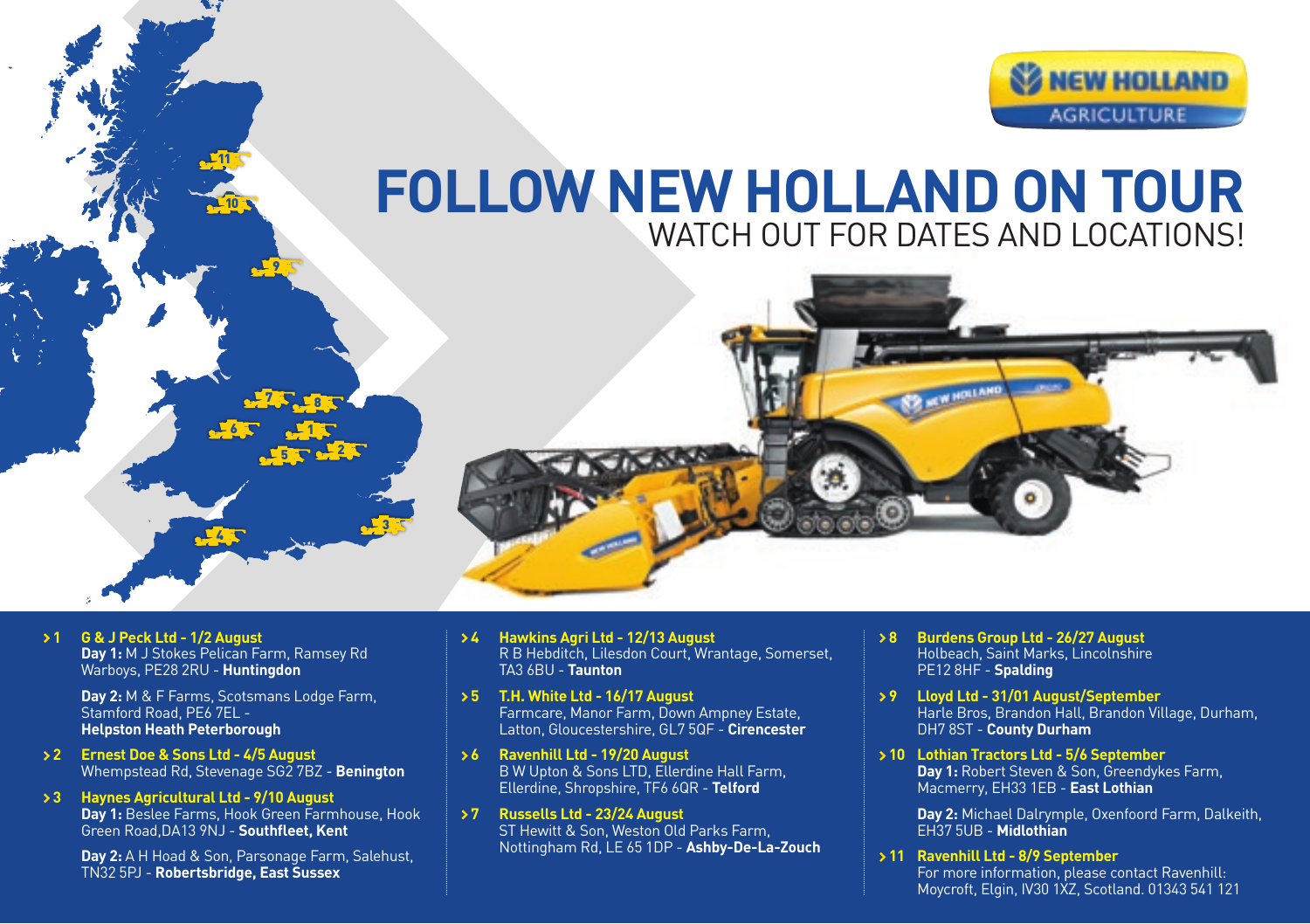NEW HOLLAND AGRICULTURE

# FOLLOW NEW HOLLAND ON TOUR

## WATCH OUT FOR DATES AND LOCATIONS!

**> 1 G & J Peck Ltd - 1/2 August**
**Day 1:** M J Stokes Pelican Farm, Ramsey Rd Warboys, PE28 2RU - **Huntingdon**

**Day 2:** M & F Farms, Scotsmans Lodge Farm, Stamford Road, PE6 7EL - **Helpston Heath Peterborough**

**> 2 Ernest Doe & Sons Ltd - 4/5 August**
Whempstead Rd, Stevenage SG2 7BZ - **Benington**

**> 3 Haynes Agricultural Ltd - 9/10 August**
**Day 1:** Beslee Farms, Hook Green Farmhouse, Hook Green Road,DA13 9NJ - **Southfleet, Kent**

**Day 2:** A H Hoad & Son, Parsonage Farm, Salehust, TN32 5PJ - **Robertsbridge, East Sussex**

**> 4 Hawkins Agri Ltd - 12/13 August**
R B Hebditch, Lilesdon Court, Wrantage, Somerset, TA3 6BU - **Taunton**

**> 5 T.H. White Ltd - 16/17 August**
Farmcare, Manor Farm, Down Ampney Estate, Latton, Gloucestershire, GL7 5QF - **Cirencester**

**> 6 Ravenhill Ltd - 19/20 August**
B W Upton & Sons LTD, Ellerdine Hall Farm, Ellerdine, Shropshire, TF6 6QR - **Telford**

**> 7 Russells Ltd - 23/24 August**
ST Hewitt & Son, Weston Old Parks Farm, Nottingham Rd, LE 65 1DP - **Ashby-De-La-Zouch**

**> 8 Burdens Group Ltd - 26/27 August**
Holbeach, Saint Marks, Lincolnshire PE12 8HF - **Spalding**

**> 9 Lloyd Ltd - 31/01 August/September**
Harle Bros, Brandon Hall, Brandon Village, Durham, DH7 8ST - **County Durham**

**> 10 Lothian Tractors Ltd - 5/6 September**
**Day 1:** Robert Steven & Son, Greendykes Farm, Macmerry, EH33 1EB - **East Lothian**

**Day 2:** Michael Dalrymple, Oxenfoord Farm, Dalkeith, EH37 5UB - **Midlothian**

**> 11 Ravenhill Ltd - 8/9 September**
For more information, please contact Ravenhill: Moycroft, Elgin, IV30 1XZ, Scotland. 01343 541 121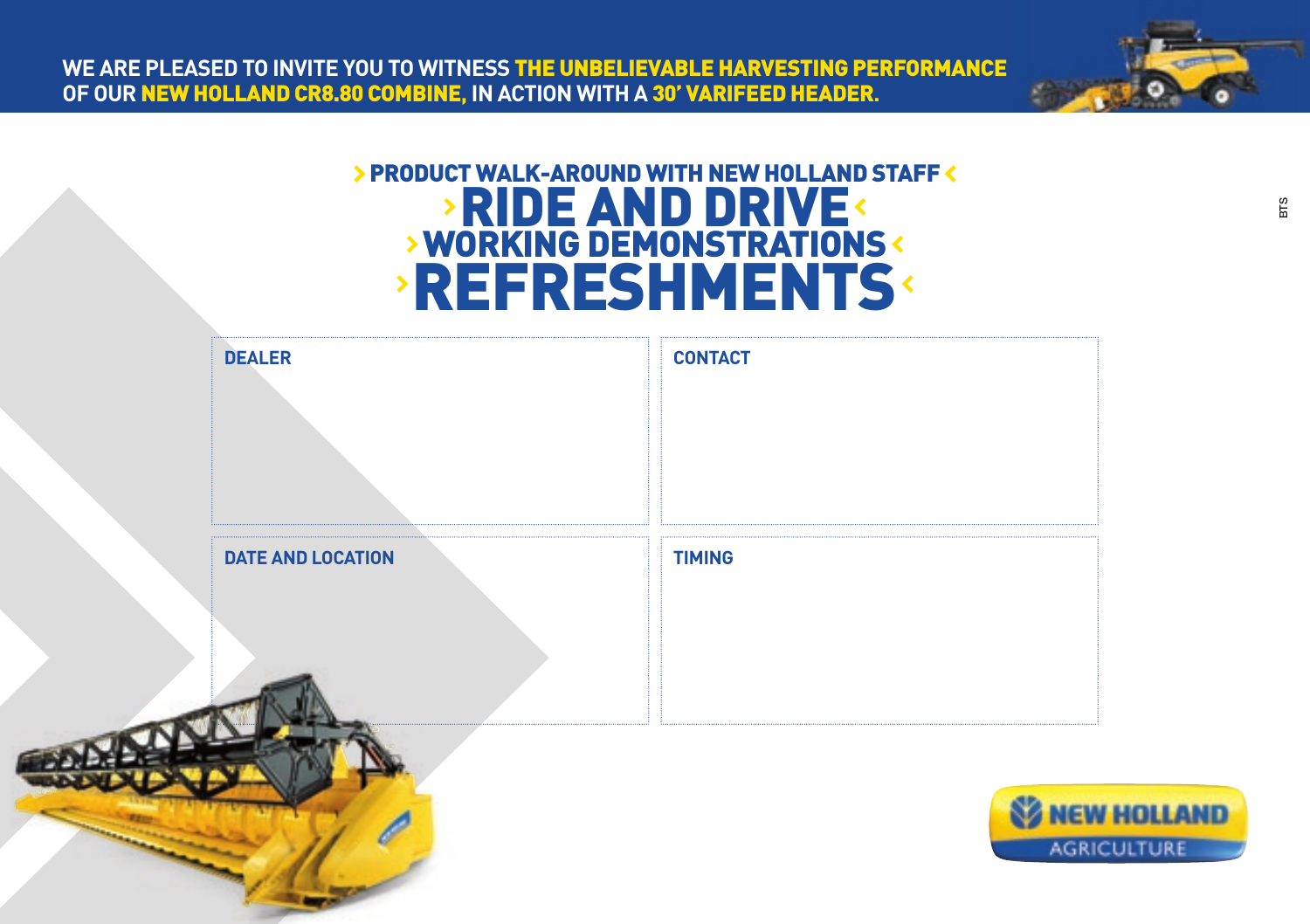**WE ARE PLEASED TO INVITE YOU TO WITNESS THE UNBELIEVABLE HARVESTING PERFORMANCE OF OUR NEW HOLLAND CR8.80 COMBINE, IN ACTION WITH A 30' VARIFEED HEADER.**

## › PRODUCT WALK-AROUND WITH NEW HOLLAND STAFF ‹

# › RIDE AND DRIVE ‹

## › WORKING DEMONSTRATIONS ‹

# › REFRESHMENTS ‹

| | |
|---|---|
| **DEALER** | **CONTACT** |
| **DATE AND LOCATION** | **TIMING** |

BTS

NEW HOLLAND AGRICULTURE